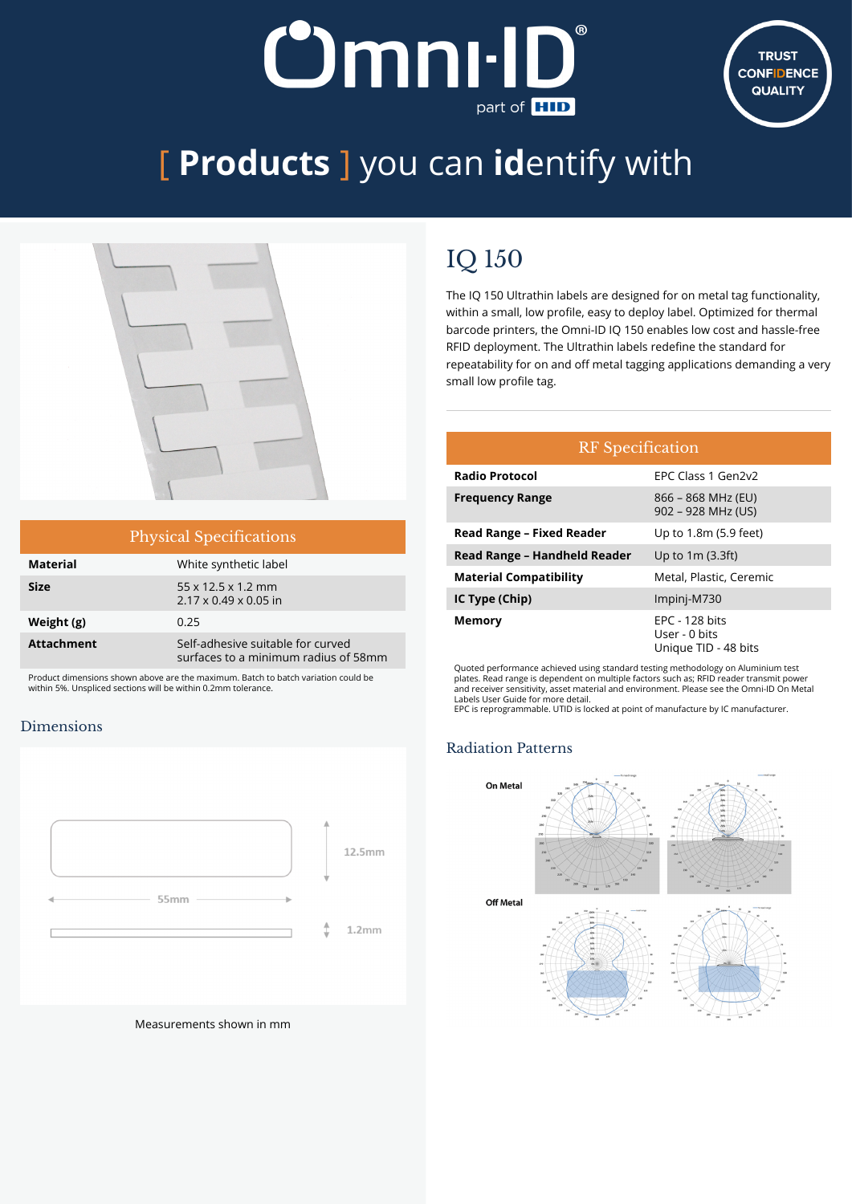# [ Products ] you can identify with

## IQ 150

The IQ 150 Ultrathin labels are designed for on metal tag functionality, within a small, low profile, easy to deploy label. Optimized for thermal barcode printers, the Omni-ID IQ 150 enables low cost and hassle-free RFID deployment. The Ultrathin labels redefine the standard for repeatability for on and off metal tagging applications demanding a very small low profile tag.

| Physical Specifications | |
|---|---|
| **Material** | White synthetic label |
| **Size** | 55 x 12.5 x 1.2 mm<br>2.17 x 0.49 x 0.05 in |
| **Weight (g)** | 0.25 |
| **Attachment** | Self-adhesive suitable for curved surfaces to a minimum radius of 58mm |

Product dimensions shown above are the maximum. Batch to batch variation could be within 5%. Unspliced sections will be within 0.2mm tolerance.

| RF Specification | |
|---|---|
| **Radio Protocol** | EPC Class 1 Gen2v2 |
| **Frequency Range** | 866 – 868 MHz (EU)<br>902 – 928 MHz (US) |
| **Read Range – Fixed Reader** | Up to 1.8m (5.9 feet) |
| **Read Range – Handheld Reader** | Up to 1m (3.3ft) |
| **Material Compatibility** | Metal, Plastic, Ceremic |
| **IC Type (Chip)** | Impinj-M730 |
| **Memory** | EPC - 128 bits<br>User - 0 bits<br>Unique TID - 48 bits |

Quoted performance achieved using standard testing methodology on Aluminium test plates. Read range is dependent on multiple factors such as; RFID reader transmit power and receiver sensitivity, asset material and environment. Please see the Omni-ID On Metal Labels User Guide for more detail.
EPC is reprogrammable. UTID is locked at point of manufacture by IC manufacturer.

### Dimensions

12.5mm

55mm

1.2mm

Measurements shown in mm

### Radiation Patterns

On Metal

Off Metal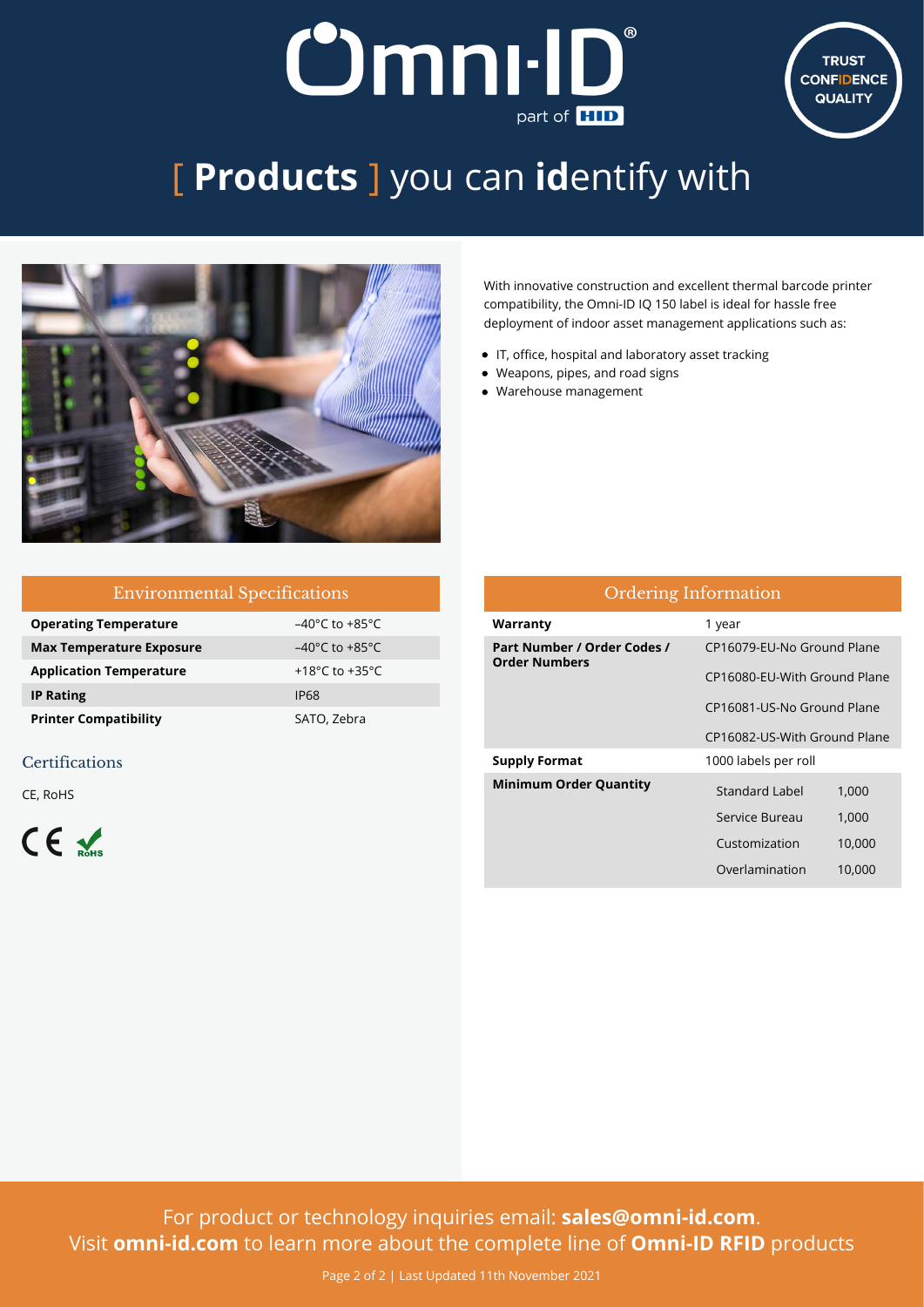# [ **Products** ] you can **id**entify with

With innovative construction and excellent thermal barcode printer compatibility, the Omni-ID IQ 150 label is ideal for hassle free deployment of indoor asset management applications such as:

- IT, office, hospital and laboratory asset tracking
- Weapons, pipes, and road signs
- Warehouse management

## Environmental Specifications

| | |
|---|---|
| **Operating Temperature** | –40°C to +85°C |
| **Max Temperature Exposure** | –40°C to +85°C |
| **Application Temperature** | +18°C to +35°C |
| **IP Rating** | IP68 |
| **Printer Compatibility** | SATO, Zebra |

## Certifications

CE, RoHS

## Ordering Information

| | | |
|---|---|---|
| **Warranty** | 1 year | |
| **Part Number / Order Codes / Order Numbers** | CP16079-EU-No Ground Plane | |
| | CP16080-EU-With Ground Plane | |
| | CP16081-US-No Ground Plane | |
| | CP16082-US-With Ground Plane | |
| **Supply Format** | 1000 labels per roll | |
| **Minimum Order Quantity** | Standard Label | 1,000 |
| | Service Bureau | 1,000 |
| | Customization | 10,000 |
| | Overlamination | 10,000 |

For product or technology inquiries email: **sales@omni-id.com**.
Visit **omni-id.com** to learn more about the complete line of **Omni-ID RFID** products

Last Updated 11th November 2021